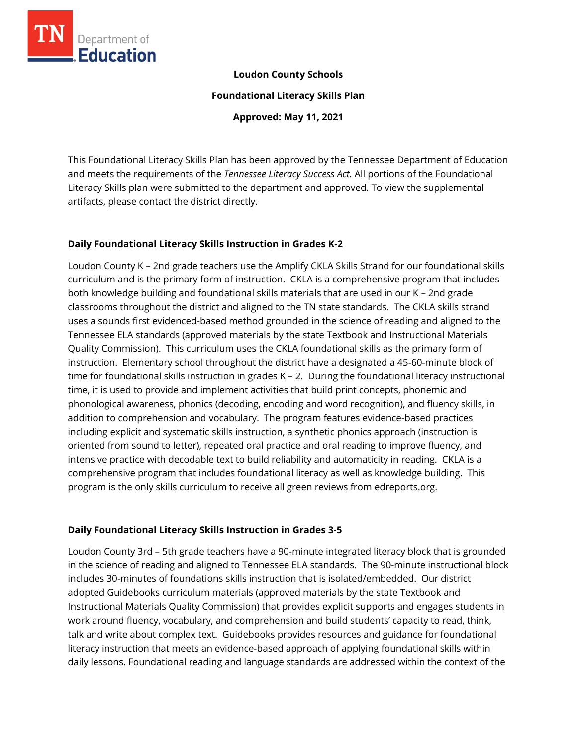**Loudon County Schools**

**Foundational Literacy Skills Plan**

**Approved: May 11, 2021**

This Foundational Literacy Skills Plan has been approved by the Tennessee Department of Education and meets the requirements of the *Tennessee Literacy Success Act.* All portions of the Foundational Literacy Skills plan were submitted to the department and approved. To view the supplemental artifacts, please contact the district directly.

## Daily Foundational Literacy Skills Instruction in Grades K-2

Loudon County K – 2nd grade teachers use the Amplify CKLA Skills Strand for our foundational skills curriculum and is the primary form of instruction. CKLA is a comprehensive program that includes both knowledge building and foundational skills materials that are used in our K – 2nd grade classrooms throughout the district and aligned to the TN state standards. The CKLA skills strand uses a sounds first evidenced-based method grounded in the science of reading and aligned to the Tennessee ELA standards (approved materials by the state Textbook and Instructional Materials Quality Commission). This curriculum uses the CKLA foundational skills as the primary form of instruction. Elementary school throughout the district have a designated a 45-60-minute block of time for foundational skills instruction in grades K – 2. During the foundational literacy instructional time, it is used to provide and implement activities that build print concepts, phonemic and phonological awareness, phonics (decoding, encoding and word recognition), and fluency skills, in addition to comprehension and vocabulary. The program features evidence-based practices including explicit and systematic skills instruction, a synthetic phonics approach (instruction is oriented from sound to letter), repeated oral practice and oral reading to improve fluency, and intensive practice with decodable text to build reliability and automaticity in reading. CKLA is a comprehensive program that includes foundational literacy as well as knowledge building. This program is the only skills curriculum to receive all green reviews from edreports.org.

## Daily Foundational Literacy Skills Instruction in Grades 3-5

Loudon County 3rd – 5th grade teachers have a 90-minute integrated literacy block that is grounded in the science of reading and aligned to Tennessee ELA standards. The 90-minute instructional block includes 30-minutes of foundations skills instruction that is isolated/embedded. Our district adopted Guidebooks curriculum materials (approved materials by the state Textbook and Instructional Materials Quality Commission) that provides explicit supports and engages students in work around fluency, vocabulary, and comprehension and build students' capacity to read, think, talk and write about complex text. Guidebooks provides resources and guidance for foundational literacy instruction that meets an evidence-based approach of applying foundational skills within daily lessons. Foundational reading and language standards are addressed within the context of the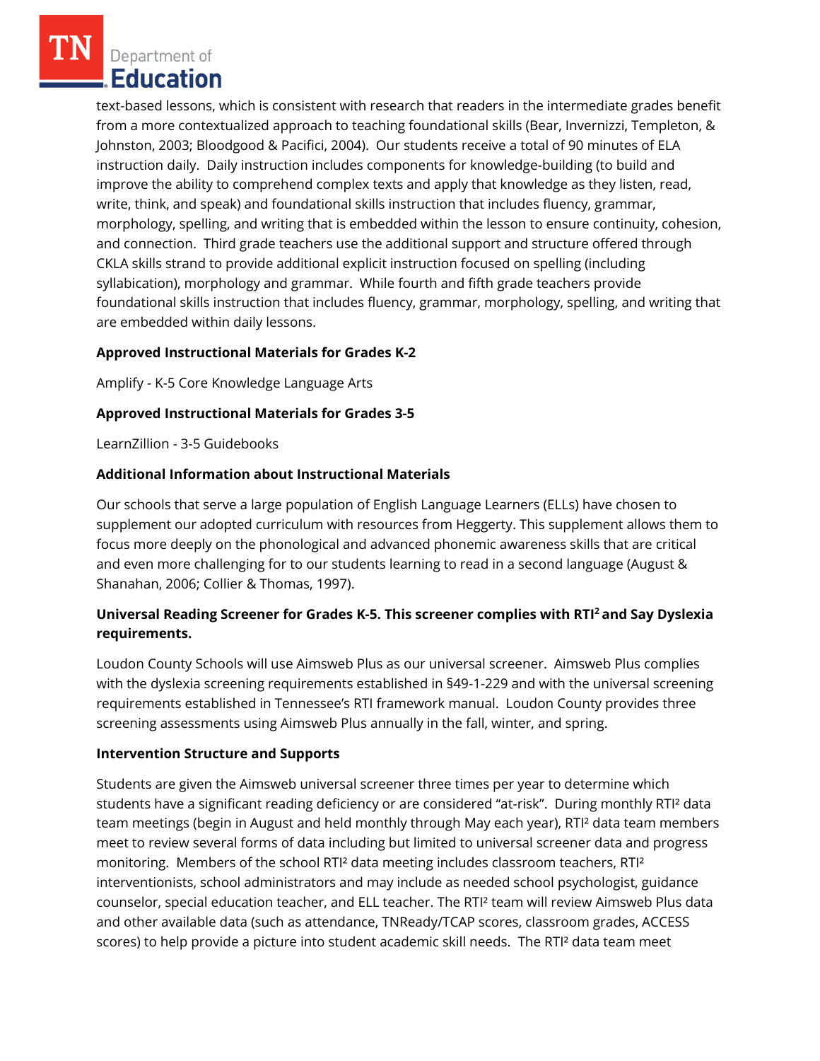text-based lessons, which is consistent with research that readers in the intermediate grades benefit from a more contextualized approach to teaching foundational skills (Bear, Invernizzi, Templeton, & Johnston, 2003; Bloodgood & Pacifici, 2004). Our students receive a total of 90 minutes of ELA instruction daily. Daily instruction includes components for knowledge-building (to build and improve the ability to comprehend complex texts and apply that knowledge as they listen, read, write, think, and speak) and foundational skills instruction that includes fluency, grammar, morphology, spelling, and writing that is embedded within the lesson to ensure continuity, cohesion, and connection. Third grade teachers use the additional support and structure offered through CKLA skills strand to provide additional explicit instruction focused on spelling (including syllabication), morphology and grammar. While fourth and fifth grade teachers provide foundational skills instruction that includes fluency, grammar, morphology, spelling, and writing that are embedded within daily lessons.

**Approved Instructional Materials for Grades K-2**

Amplify - K-5 Core Knowledge Language Arts

**Approved Instructional Materials for Grades 3-5**

LearnZillion - 3-5 Guidebooks

**Additional Information about Instructional Materials**

Our schools that serve a large population of English Language Learners (ELLs) have chosen to supplement our adopted curriculum with resources from Heggerty. This supplement allows them to focus more deeply on the phonological and advanced phonemic awareness skills that are critical and even more challenging for to our students learning to read in a second language (August & Shanahan, 2006; Collier & Thomas, 1997).

**Universal Reading Screener for Grades K-5. This screener complies with RTI² and Say Dyslexia requirements.**

Loudon County Schools will use Aimsweb Plus as our universal screener. Aimsweb Plus complies with the dyslexia screening requirements established in §49-1-229 and with the universal screening requirements established in Tennessee's RTI framework manual. Loudon County provides three screening assessments using Aimsweb Plus annually in the fall, winter, and spring.

**Intervention Structure and Supports**

Students are given the Aimsweb universal screener three times per year to determine which students have a significant reading deficiency or are considered "at-risk". During monthly RTI² data team meetings (begin in August and held monthly through May each year), RTI² data team members meet to review several forms of data including but limited to universal screener data and progress monitoring. Members of the school RTI² data meeting includes classroom teachers, RTI² interventionists, school administrators and may include as needed school psychologist, guidance counselor, special education teacher, and ELL teacher. The RTI² team will review Aimsweb Plus data and other available data (such as attendance, TNReady/TCAP scores, classroom grades, ACCESS scores) to help provide a picture into student academic skill needs. The RTI² data team meet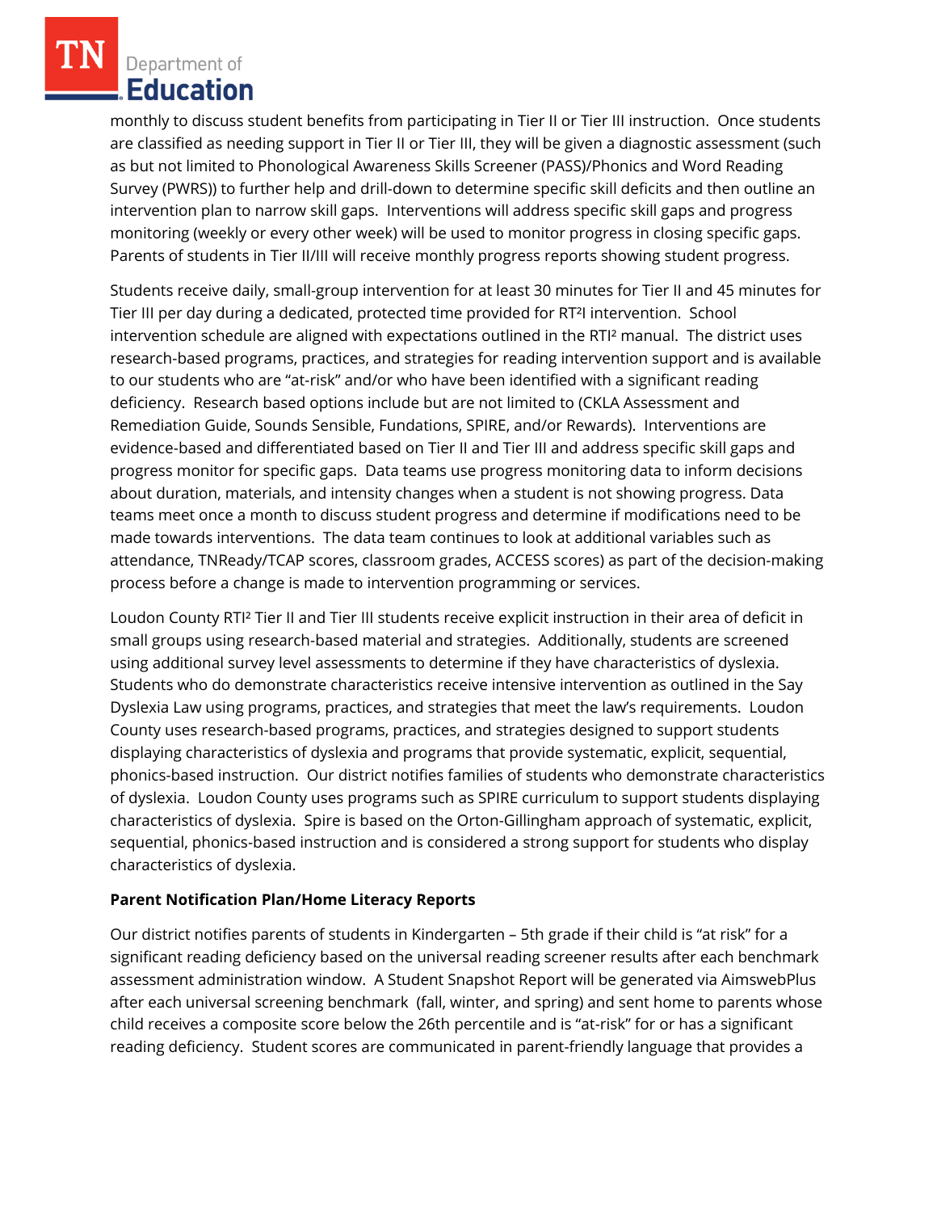monthly to discuss student benefits from participating in Tier II or Tier III instruction. Once students are classified as needing support in Tier II or Tier III, they will be given a diagnostic assessment (such as but not limited to Phonological Awareness Skills Screener (PASS)/Phonics and Word Reading Survey (PWRS)) to further help and drill-down to determine specific skill deficits and then outline an intervention plan to narrow skill gaps. Interventions will address specific skill gaps and progress monitoring (weekly or every other week) will be used to monitor progress in closing specific gaps. Parents of students in Tier II/III will receive monthly progress reports showing student progress.

Students receive daily, small-group intervention for at least 30 minutes for Tier II and 45 minutes for Tier III per day during a dedicated, protected time provided for RT²I intervention. School intervention schedule are aligned with expectations outlined in the RTI² manual. The district uses research-based programs, practices, and strategies for reading intervention support and is available to our students who are "at-risk" and/or who have been identified with a significant reading deficiency. Research based options include but are not limited to (CKLA Assessment and Remediation Guide, Sounds Sensible, Fundations, SPIRE, and/or Rewards). Interventions are evidence-based and differentiated based on Tier II and Tier III and address specific skill gaps and progress monitor for specific gaps. Data teams use progress monitoring data to inform decisions about duration, materials, and intensity changes when a student is not showing progress. Data teams meet once a month to discuss student progress and determine if modifications need to be made towards interventions. The data team continues to look at additional variables such as attendance, TNReady/TCAP scores, classroom grades, ACCESS scores) as part of the decision-making process before a change is made to intervention programming or services.

Loudon County RTI² Tier II and Tier III students receive explicit instruction in their area of deficit in small groups using research-based material and strategies. Additionally, students are screened using additional survey level assessments to determine if they have characteristics of dyslexia. Students who do demonstrate characteristics receive intensive intervention as outlined in the Say Dyslexia Law using programs, practices, and strategies that meet the law's requirements. Loudon County uses research-based programs, practices, and strategies designed to support students displaying characteristics of dyslexia and programs that provide systematic, explicit, sequential, phonics-based instruction. Our district notifies families of students who demonstrate characteristics of dyslexia. Loudon County uses programs such as SPIRE curriculum to support students displaying characteristics of dyslexia. Spire is based on the Orton-Gillingham approach of systematic, explicit, sequential, phonics-based instruction and is considered a strong support for students who display characteristics of dyslexia.

**Parent Notification Plan/Home Literacy Reports**

Our district notifies parents of students in Kindergarten – 5th grade if their child is "at risk" for a significant reading deficiency based on the universal reading screener results after each benchmark assessment administration window. A Student Snapshot Report will be generated via AimswebPlus after each universal screening benchmark (fall, winter, and spring) and sent home to parents whose child receives a composite score below the 26th percentile and is "at-risk" for or has a significant reading deficiency. Student scores are communicated in parent-friendly language that provides a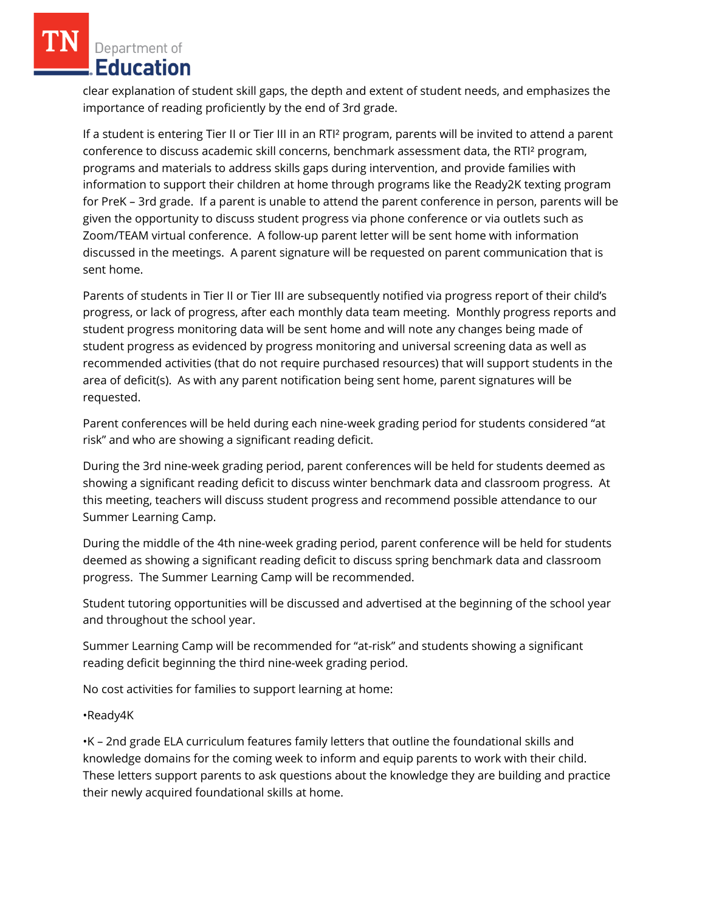clear explanation of student skill gaps, the depth and extent of student needs, and emphasizes the importance of reading proficiently by the end of 3rd grade.

If a student is entering Tier II or Tier III in an RTI² program, parents will be invited to attend a parent conference to discuss academic skill concerns, benchmark assessment data, the RTI² program, programs and materials to address skills gaps during intervention, and provide families with information to support their children at home through programs like the Ready2K texting program for PreK – 3rd grade. If a parent is unable to attend the parent conference in person, parents will be given the opportunity to discuss student progress via phone conference or via outlets such as Zoom/TEAM virtual conference. A follow-up parent letter will be sent home with information discussed in the meetings. A parent signature will be requested on parent communication that is sent home.

Parents of students in Tier II or Tier III are subsequently notified via progress report of their child's progress, or lack of progress, after each monthly data team meeting. Monthly progress reports and student progress monitoring data will be sent home and will note any changes being made of student progress as evidenced by progress monitoring and universal screening data as well as recommended activities (that do not require purchased resources) that will support students in the area of deficit(s). As with any parent notification being sent home, parent signatures will be requested.

Parent conferences will be held during each nine-week grading period for students considered "at risk" and who are showing a significant reading deficit.

During the 3rd nine-week grading period, parent conferences will be held for students deemed as showing a significant reading deficit to discuss winter benchmark data and classroom progress. At this meeting, teachers will discuss student progress and recommend possible attendance to our Summer Learning Camp.

During the middle of the 4th nine-week grading period, parent conference will be held for students deemed as showing a significant reading deficit to discuss spring benchmark data and classroom progress. The Summer Learning Camp will be recommended.

Student tutoring opportunities will be discussed and advertised at the beginning of the school year and throughout the school year.

Summer Learning Camp will be recommended for "at-risk" and students showing a significant reading deficit beginning the third nine-week grading period.

No cost activities for families to support learning at home:

•Ready4K

•K – 2nd grade ELA curriculum features family letters that outline the foundational skills and knowledge domains for the coming week to inform and equip parents to work with their child. These letters support parents to ask questions about the knowledge they are building and practice their newly acquired foundational skills at home.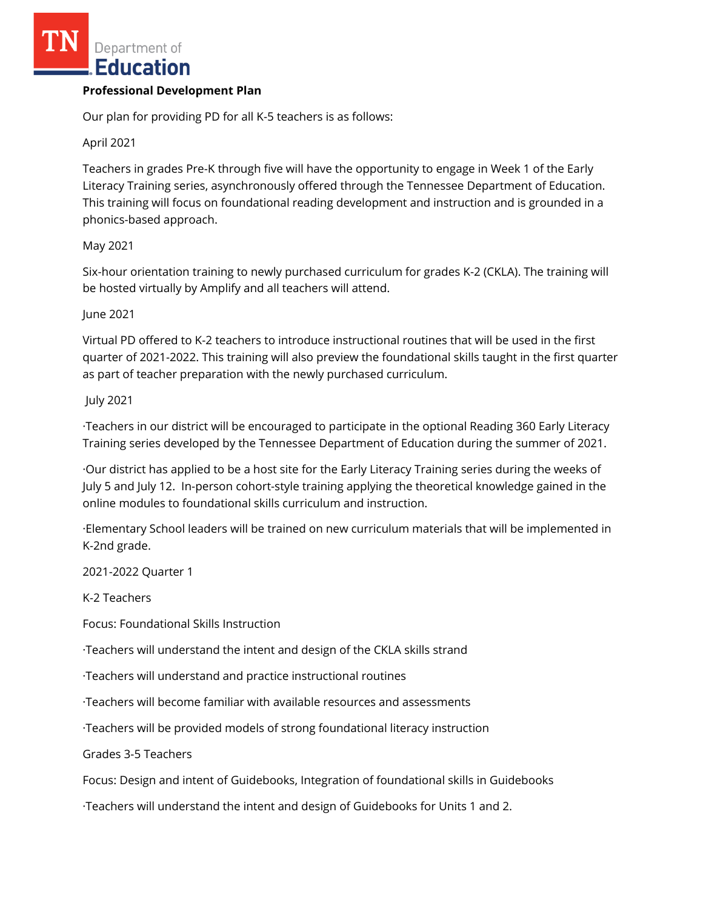**Professional Development Plan**

Our plan for providing PD for all K-5 teachers is as follows:

April 2021

Teachers in grades Pre-K through five will have the opportunity to engage in Week 1 of the Early Literacy Training series, asynchronously offered through the Tennessee Department of Education. This training will focus on foundational reading development and instruction and is grounded in a phonics-based approach.

May 2021

Six-hour orientation training to newly purchased curriculum for grades K-2 (CKLA). The training will be hosted virtually by Amplify and all teachers will attend.

June 2021

Virtual PD offered to K-2 teachers to introduce instructional routines that will be used in the first quarter of 2021-2022. This training will also preview the foundational skills taught in the first quarter as part of teacher preparation with the newly purchased curriculum.

July 2021

·Teachers in our district will be encouraged to participate in the optional Reading 360 Early Literacy Training series developed by the Tennessee Department of Education during the summer of 2021.

·Our district has applied to be a host site for the Early Literacy Training series during the weeks of July 5 and July 12. In-person cohort-style training applying the theoretical knowledge gained in the online modules to foundational skills curriculum and instruction.

·Elementary School leaders will be trained on new curriculum materials that will be implemented in K-2nd grade.

2021-2022 Quarter 1

K-2 Teachers

Focus: Foundational Skills Instruction

·Teachers will understand the intent and design of the CKLA skills strand

·Teachers will understand and practice instructional routines

·Teachers will become familiar with available resources and assessments

·Teachers will be provided models of strong foundational literacy instruction

Grades 3-5 Teachers

Focus: Design and intent of Guidebooks, Integration of foundational skills in Guidebooks

·Teachers will understand the intent and design of Guidebooks for Units 1 and 2.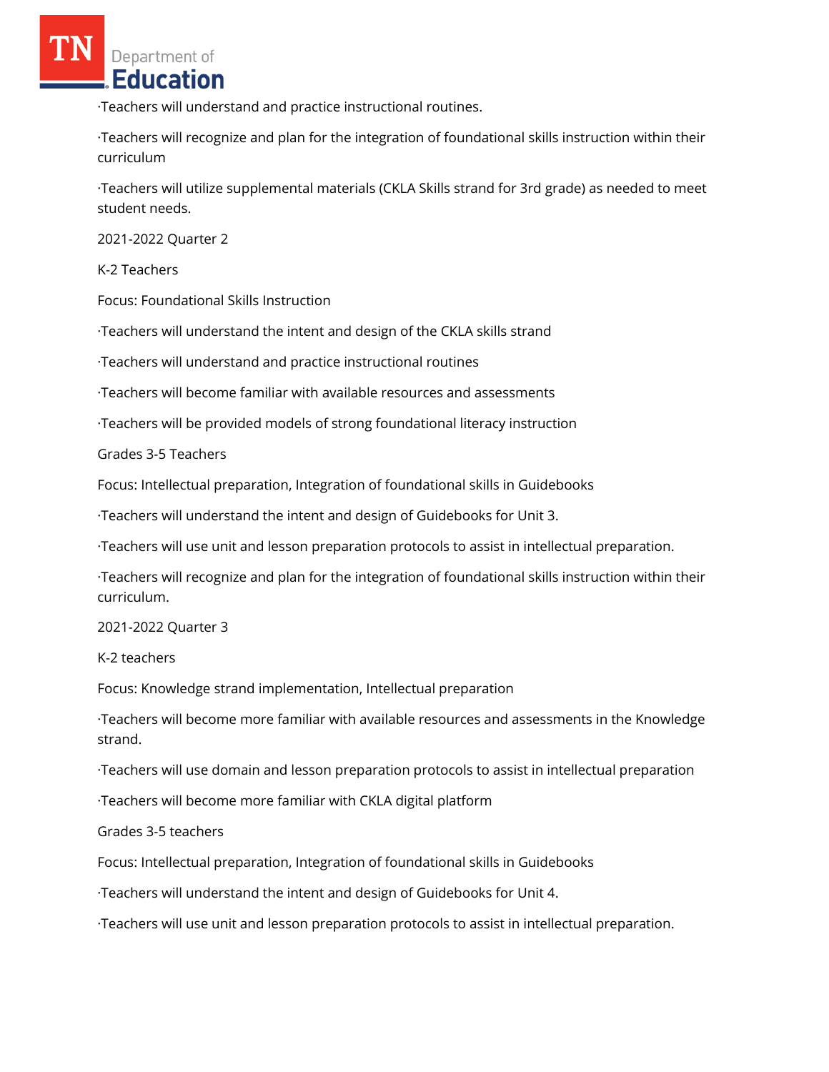·Teachers will understand and practice instructional routines.

·Teachers will recognize and plan for the integration of foundational skills instruction within their curriculum

·Teachers will utilize supplemental materials (CKLA Skills strand for 3rd grade) as needed to meet student needs.

2021-2022 Quarter 2

K-2 Teachers

Focus: Foundational Skills Instruction

·Teachers will understand the intent and design of the CKLA skills strand

·Teachers will understand and practice instructional routines

·Teachers will become familiar with available resources and assessments

·Teachers will be provided models of strong foundational literacy instruction

Grades 3-5 Teachers

Focus: Intellectual preparation, Integration of foundational skills in Guidebooks

·Teachers will understand the intent and design of Guidebooks for Unit 3.

·Teachers will use unit and lesson preparation protocols to assist in intellectual preparation.

·Teachers will recognize and plan for the integration of foundational skills instruction within their curriculum.

2021-2022 Quarter 3

K-2 teachers

Focus: Knowledge strand implementation, Intellectual preparation

·Teachers will become more familiar with available resources and assessments in the Knowledge strand.

·Teachers will use domain and lesson preparation protocols to assist in intellectual preparation

·Teachers will become more familiar with CKLA digital platform

Grades 3-5 teachers

Focus: Intellectual preparation, Integration of foundational skills in Guidebooks

·Teachers will understand the intent and design of Guidebooks for Unit 4.

·Teachers will use unit and lesson preparation protocols to assist in intellectual preparation.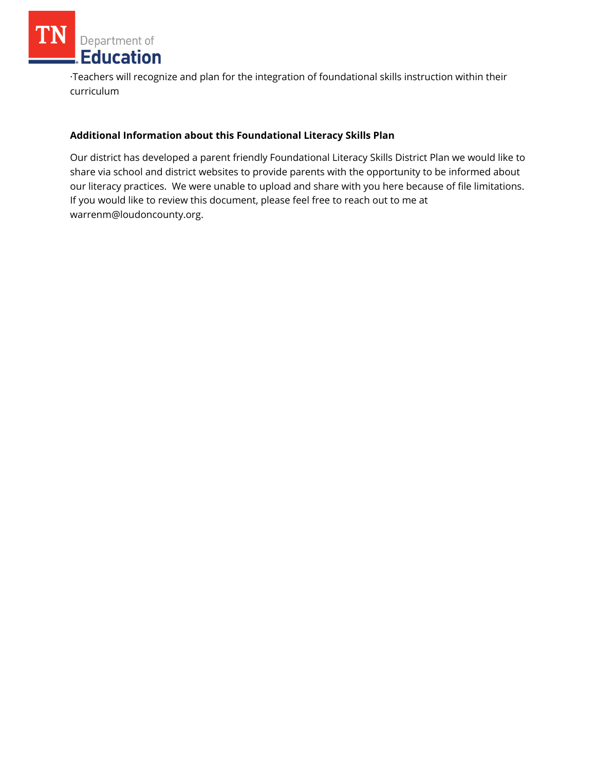·Teachers will recognize and plan for the integration of foundational skills instruction within their curriculum

**Additional Information about this Foundational Literacy Skills Plan**

Our district has developed a parent friendly Foundational Literacy Skills District Plan we would like to share via school and district websites to provide parents with the opportunity to be informed about our literacy practices. We were unable to upload and share with you here because of file limitations. If you would like to review this document, please feel free to reach out to me at warrenm@loudoncounty.org.